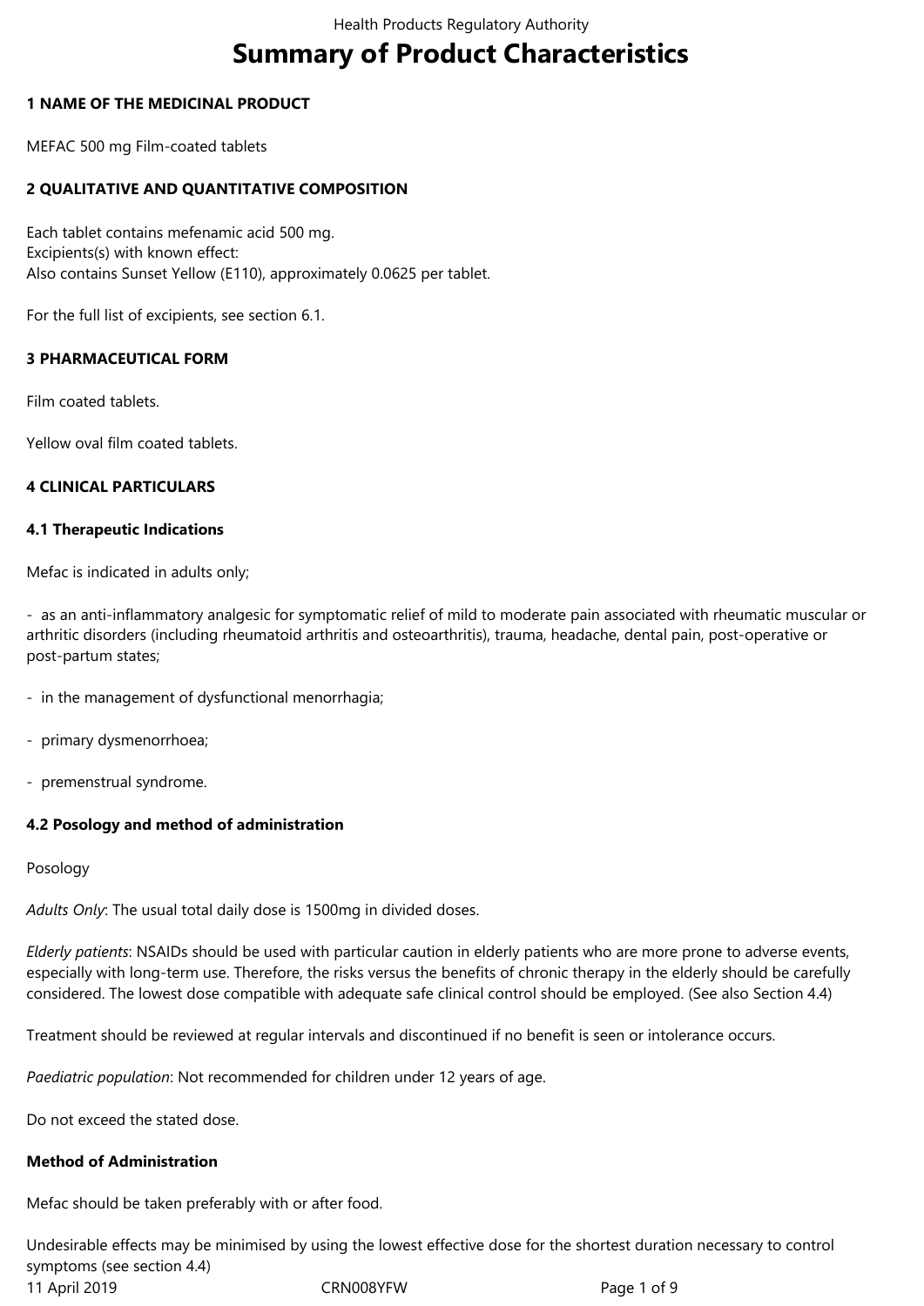# Summary of Product Characteristics

## 1 NAME OF THE MEDICINAL PRODUCT

MEFAC 500 mg Film-coated tablets

## 2 QUALITATIVE AND QUANTITATIVE COMPOSITION

Each tablet contains mefenamic acid 500 mg.
Excipients(s) with known effect:
Also contains Sunset Yellow (E110), approximately 0.0625 per tablet.

For the full list of excipients, see section 6.1.

## 3 PHARMACEUTICAL FORM

Film coated tablets.

Yellow oval film coated tablets.

## 4 CLINICAL PARTICULARS

### 4.1 Therapeutic Indications

Mefac is indicated in adults only;

- as an anti-inflammatory analgesic for symptomatic relief of mild to moderate pain associated with rheumatic muscular or arthritic disorders (including rheumatoid arthritis and osteoarthritis), trauma, headache, dental pain, post-operative or post-partum states;

- in the management of dysfunctional menorrhagia;

- primary dysmenorrhoea;

- premenstrual syndrome.

### 4.2 Posology and method of administration

Posology

*Adults Only*: The usual total daily dose is 1500mg in divided doses.

*Elderly patients*: NSAIDs should be used with particular caution in elderly patients who are more prone to adverse events, especially with long-term use. Therefore, the risks versus the benefits of chronic therapy in the elderly should be carefully considered. The lowest dose compatible with adequate safe clinical control should be employed. (See also Section 4.4)

Treatment should be reviewed at regular intervals and discontinued if no benefit is seen or intolerance occurs.

*Paediatric population*: Not recommended for children under 12 years of age.

Do not exceed the stated dose.

**Method of Administration**

Mefac should be taken preferably with or after food.

Undesirable effects may be minimised by using the lowest effective dose for the shortest duration necessary to control symptoms (see section 4.4)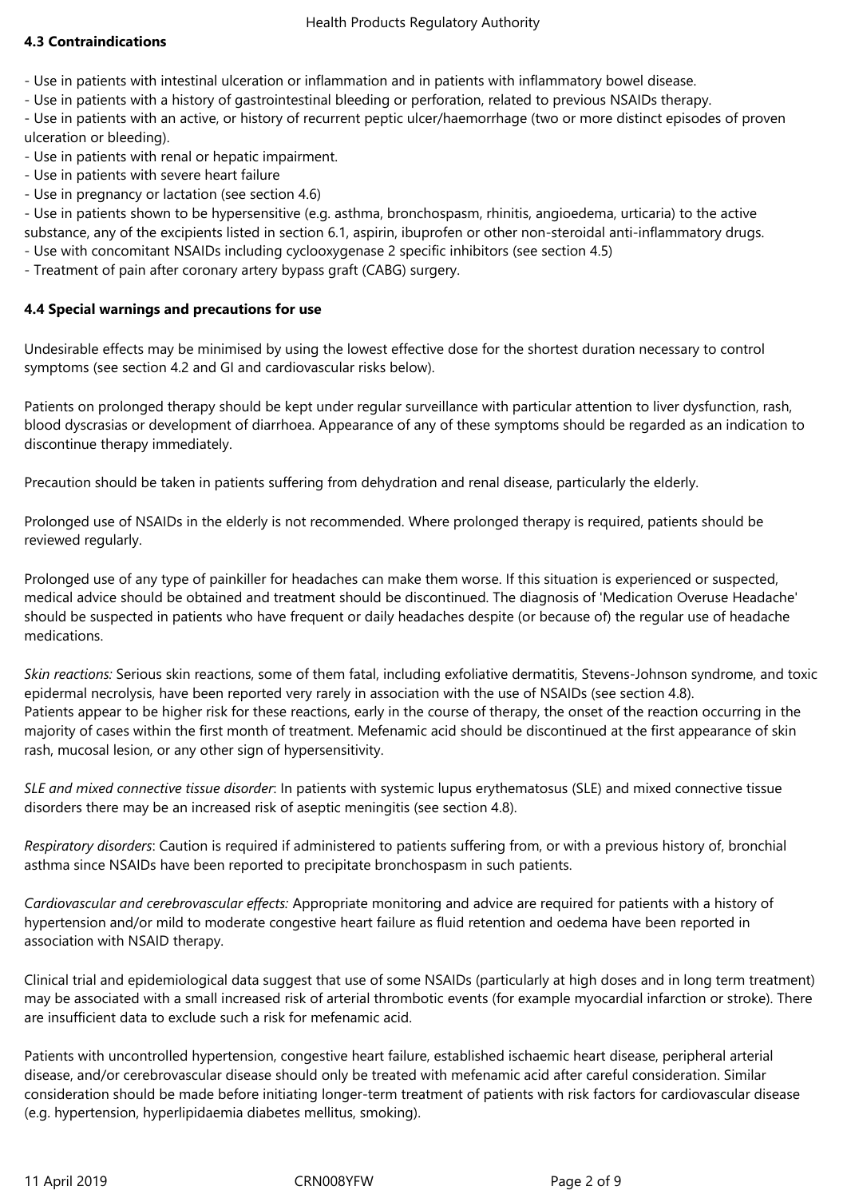### 4.3 Contraindications

- Use in patients with intestinal ulceration or inflammation and in patients with inflammatory bowel disease.
- Use in patients with a history of gastrointestinal bleeding or perforation, related to previous NSAIDs therapy.
- Use in patients with an active, or history of recurrent peptic ulcer/haemorrhage (two or more distinct episodes of proven ulceration or bleeding).
- Use in patients with renal or hepatic impairment.
- Use in patients with severe heart failure
- Use in pregnancy or lactation (see section 4.6)
- Use in patients shown to be hypersensitive (e.g. asthma, bronchospasm, rhinitis, angioedema, urticaria) to the active substance, any of the excipients listed in section 6.1, aspirin, ibuprofen or other non-steroidal anti-inflammatory drugs.
- Use with concomitant NSAIDs including cyclooxygenase 2 specific inhibitors (see section 4.5)
- Treatment of pain after coronary artery bypass graft (CABG) surgery.

### 4.4 Special warnings and precautions for use

Undesirable effects may be minimised by using the lowest effective dose for the shortest duration necessary to control symptoms (see section 4.2 and GI and cardiovascular risks below).

Patients on prolonged therapy should be kept under regular surveillance with particular attention to liver dysfunction, rash, blood dyscrasias or development of diarrhoea. Appearance of any of these symptoms should be regarded as an indication to discontinue therapy immediately.

Precaution should be taken in patients suffering from dehydration and renal disease, particularly the elderly.

Prolonged use of NSAIDs in the elderly is not recommended. Where prolonged therapy is required, patients should be reviewed regularly.

Prolonged use of any type of painkiller for headaches can make them worse. If this situation is experienced or suspected, medical advice should be obtained and treatment should be discontinued. The diagnosis of 'Medication Overuse Headache' should be suspected in patients who have frequent or daily headaches despite (or because of) the regular use of headache medications.

*Skin reactions:* Serious skin reactions, some of them fatal, including exfoliative dermatitis, Stevens-Johnson syndrome, and toxic epidermal necrolysis, have been reported very rarely in association with the use of NSAIDs (see section 4.8).
Patients appear to be higher risk for these reactions, early in the course of therapy, the onset of the reaction occurring in the majority of cases within the first month of treatment. Mefenamic acid should be discontinued at the first appearance of skin rash, mucosal lesion, or any other sign of hypersensitivity.

*SLE and mixed connective tissue disorder*: In patients with systemic lupus erythematosus (SLE) and mixed connective tissue disorders there may be an increased risk of aseptic meningitis (see section 4.8).

*Respiratory disorders*: Caution is required if administered to patients suffering from, or with a previous history of, bronchial asthma since NSAIDs have been reported to precipitate bronchospasm in such patients.

*Cardiovascular and cerebrovascular effects:* Appropriate monitoring and advice are required for patients with a history of hypertension and/or mild to moderate congestive heart failure as fluid retention and oedema have been reported in association with NSAID therapy.

Clinical trial and epidemiological data suggest that use of some NSAIDs (particularly at high doses and in long term treatment) may be associated with a small increased risk of arterial thrombotic events (for example myocardial infarction or stroke). There are insufficient data to exclude such a risk for mefenamic acid.

Patients with uncontrolled hypertension, congestive heart failure, established ischaemic heart disease, peripheral arterial disease, and/or cerebrovascular disease should only be treated with mefenamic acid after careful consideration. Similar consideration should be made before initiating longer-term treatment of patients with risk factors for cardiovascular disease (e.g. hypertension, hyperlipidaemia diabetes mellitus, smoking).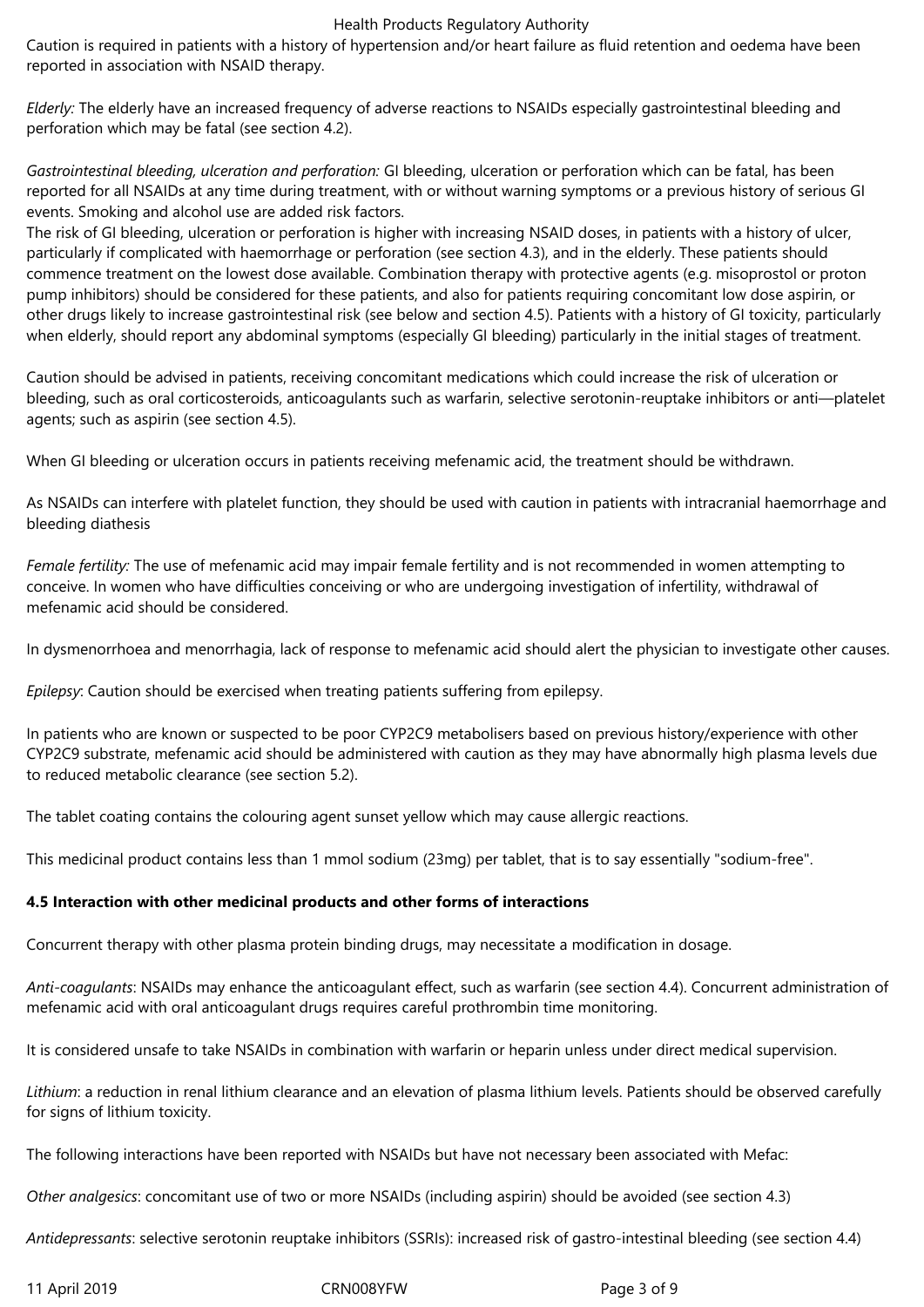Caution is required in patients with a history of hypertension and/or heart failure as fluid retention and oedema have been reported in association with NSAID therapy.

*Elderly:* The elderly have an increased frequency of adverse reactions to NSAIDs especially gastrointestinal bleeding and perforation which may be fatal (see section 4.2).

*Gastrointestinal bleeding, ulceration and perforation:* GI bleeding, ulceration or perforation which can be fatal, has been reported for all NSAIDs at any time during treatment, with or without warning symptoms or a previous history of serious GI events. Smoking and alcohol use are added risk factors.
The risk of GI bleeding, ulceration or perforation is higher with increasing NSAID doses, in patients with a history of ulcer, particularly if complicated with haemorrhage or perforation (see section 4.3), and in the elderly. These patients should commence treatment on the lowest dose available. Combination therapy with protective agents (e.g. misoprostol or proton pump inhibitors) should be considered for these patients, and also for patients requiring concomitant low dose aspirin, or other drugs likely to increase gastrointestinal risk (see below and section 4.5). Patients with a history of GI toxicity, particularly when elderly, should report any abdominal symptoms (especially GI bleeding) particularly in the initial stages of treatment.

Caution should be advised in patients, receiving concomitant medications which could increase the risk of ulceration or bleeding, such as oral corticosteroids, anticoagulants such as warfarin, selective serotonin-reuptake inhibitors or anti—platelet agents; such as aspirin (see section 4.5).

When GI bleeding or ulceration occurs in patients receiving mefenamic acid, the treatment should be withdrawn.

As NSAIDs can interfere with platelet function, they should be used with caution in patients with intracranial haemorrhage and bleeding diathesis

*Female fertility:* The use of mefenamic acid may impair female fertility and is not recommended in women attempting to conceive. In women who have difficulties conceiving or who are undergoing investigation of infertility, withdrawal of mefenamic acid should be considered.

In dysmenorrhoea and menorrhagia, lack of response to mefenamic acid should alert the physician to investigate other causes.

*Epilepsy*: Caution should be exercised when treating patients suffering from epilepsy.

In patients who are known or suspected to be poor CYP2C9 metabolisers based on previous history/experience with other CYP2C9 substrate, mefenamic acid should be administered with caution as they may have abnormally high plasma levels due to reduced metabolic clearance (see section 5.2).

The tablet coating contains the colouring agent sunset yellow which may cause allergic reactions.

This medicinal product contains less than 1 mmol sodium (23mg) per tablet, that is to say essentially "sodium-free".

**4.5 Interaction with other medicinal products and other forms of interactions**

Concurrent therapy with other plasma protein binding drugs, may necessitate a modification in dosage.

*Anti-coagulants*: NSAIDs may enhance the anticoagulant effect, such as warfarin (see section 4.4). Concurrent administration of mefenamic acid with oral anticoagulant drugs requires careful prothrombin time monitoring.

It is considered unsafe to take NSAIDs in combination with warfarin or heparin unless under direct medical supervision.

*Lithium*: a reduction in renal lithium clearance and an elevation of plasma lithium levels. Patients should be observed carefully for signs of lithium toxicity.

The following interactions have been reported with NSAIDs but have not necessary been associated with Mefac:

*Other analgesics*: concomitant use of two or more NSAIDs (including aspirin) should be avoided (see section 4.3)

*Antidepressants*: selective serotonin reuptake inhibitors (SSRIs): increased risk of gastro-intestinal bleeding (see section 4.4)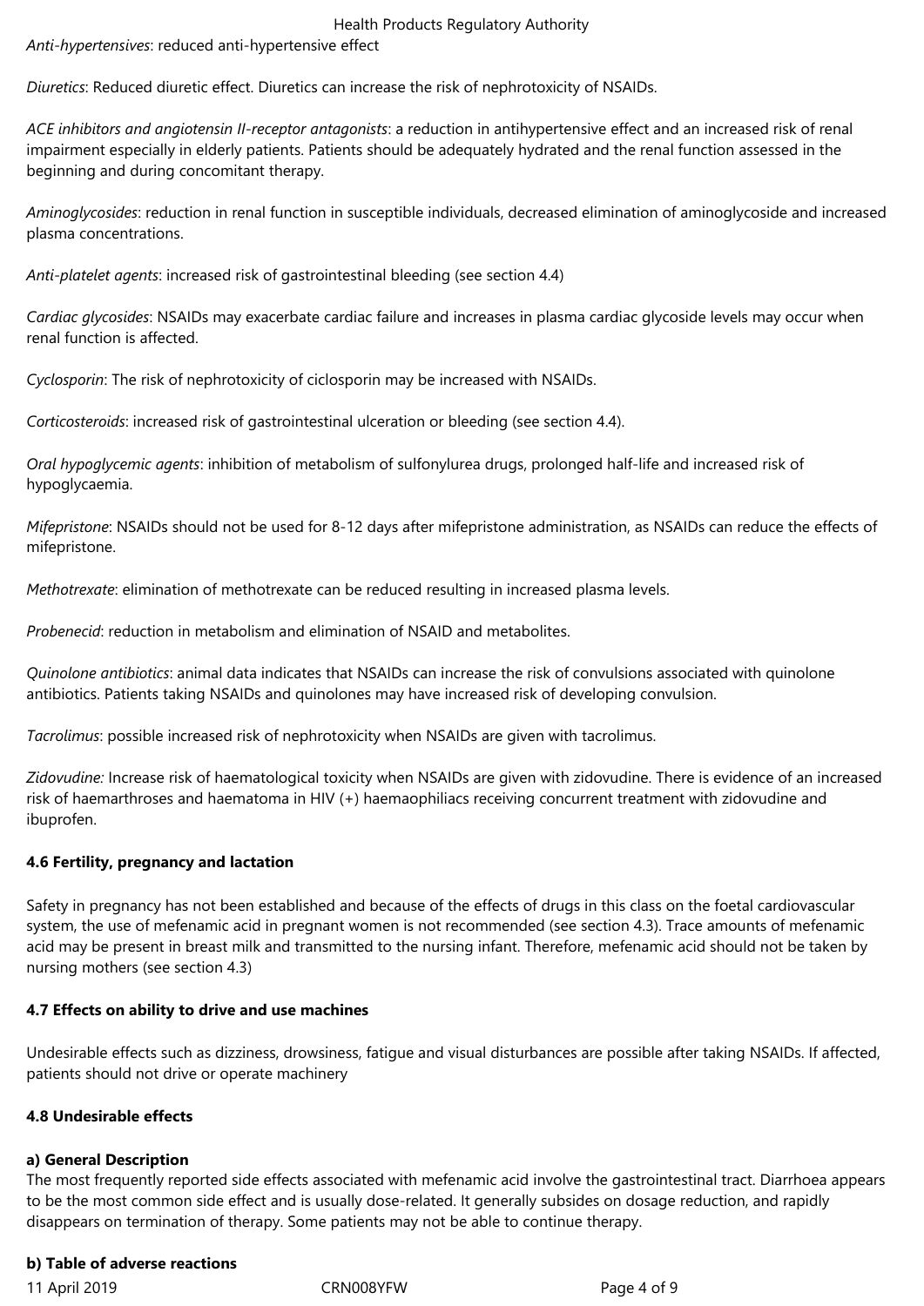*Anti-hypertensives*: reduced anti-hypertensive effect

*Diuretics*: Reduced diuretic effect. Diuretics can increase the risk of nephrotoxicity of NSAIDs.

*ACE inhibitors and angiotensin II-receptor antagonists*: a reduction in antihypertensive effect and an increased risk of renal impairment especially in elderly patients. Patients should be adequately hydrated and the renal function assessed in the beginning and during concomitant therapy.

*Aminoglycosides*: reduction in renal function in susceptible individuals, decreased elimination of aminoglycoside and increased plasma concentrations.

*Anti-platelet agents*: increased risk of gastrointestinal bleeding (see section 4.4)

*Cardiac glycosides*: NSAIDs may exacerbate cardiac failure and increases in plasma cardiac glycoside levels may occur when renal function is affected.

*Cyclosporin*: The risk of nephrotoxicity of ciclosporin may be increased with NSAIDs.

*Corticosteroids*: increased risk of gastrointestinal ulceration or bleeding (see section 4.4).

*Oral hypoglycemic agents*: inhibition of metabolism of sulfonylurea drugs, prolonged half-life and increased risk of hypoglycaemia.

*Mifepristone*: NSAIDs should not be used for 8-12 days after mifepristone administration, as NSAIDs can reduce the effects of mifepristone.

*Methotrexate*: elimination of methotrexate can be reduced resulting in increased plasma levels.

*Probenecid*: reduction in metabolism and elimination of NSAID and metabolites.

*Quinolone antibiotics*: animal data indicates that NSAIDs can increase the risk of convulsions associated with quinolone antibiotics. Patients taking NSAIDs and quinolones may have increased risk of developing convulsion.

*Tacrolimus*: possible increased risk of nephrotoxicity when NSAIDs are given with tacrolimus.

*Zidovudine:* Increase risk of haematological toxicity when NSAIDs are given with zidovudine. There is evidence of an increased risk of haemarthroses and haematoma in HIV (+) haemaophiliacs receiving concurrent treatment with zidovudine and ibuprofen.

**4.6 Fertility, pregnancy and lactation**

Safety in pregnancy has not been established and because of the effects of drugs in this class on the foetal cardiovascular system, the use of mefenamic acid in pregnant women is not recommended (see section 4.3). Trace amounts of mefenamic acid may be present in breast milk and transmitted to the nursing infant. Therefore, mefenamic acid should not be taken by nursing mothers (see section 4.3)

**4.7 Effects on ability to drive and use machines**

Undesirable effects such as dizziness, drowsiness, fatigue and visual disturbances are possible after taking NSAIDs. If affected, patients should not drive or operate machinery

**4.8 Undesirable effects**

**a) General Description**
The most frequently reported side effects associated with mefenamic acid involve the gastrointestinal tract. Diarrhoea appears to be the most common side effect and is usually dose-related. It generally subsides on dosage reduction, and rapidly disappears on termination of therapy. Some patients may not be able to continue therapy.

**b) Table of adverse reactions**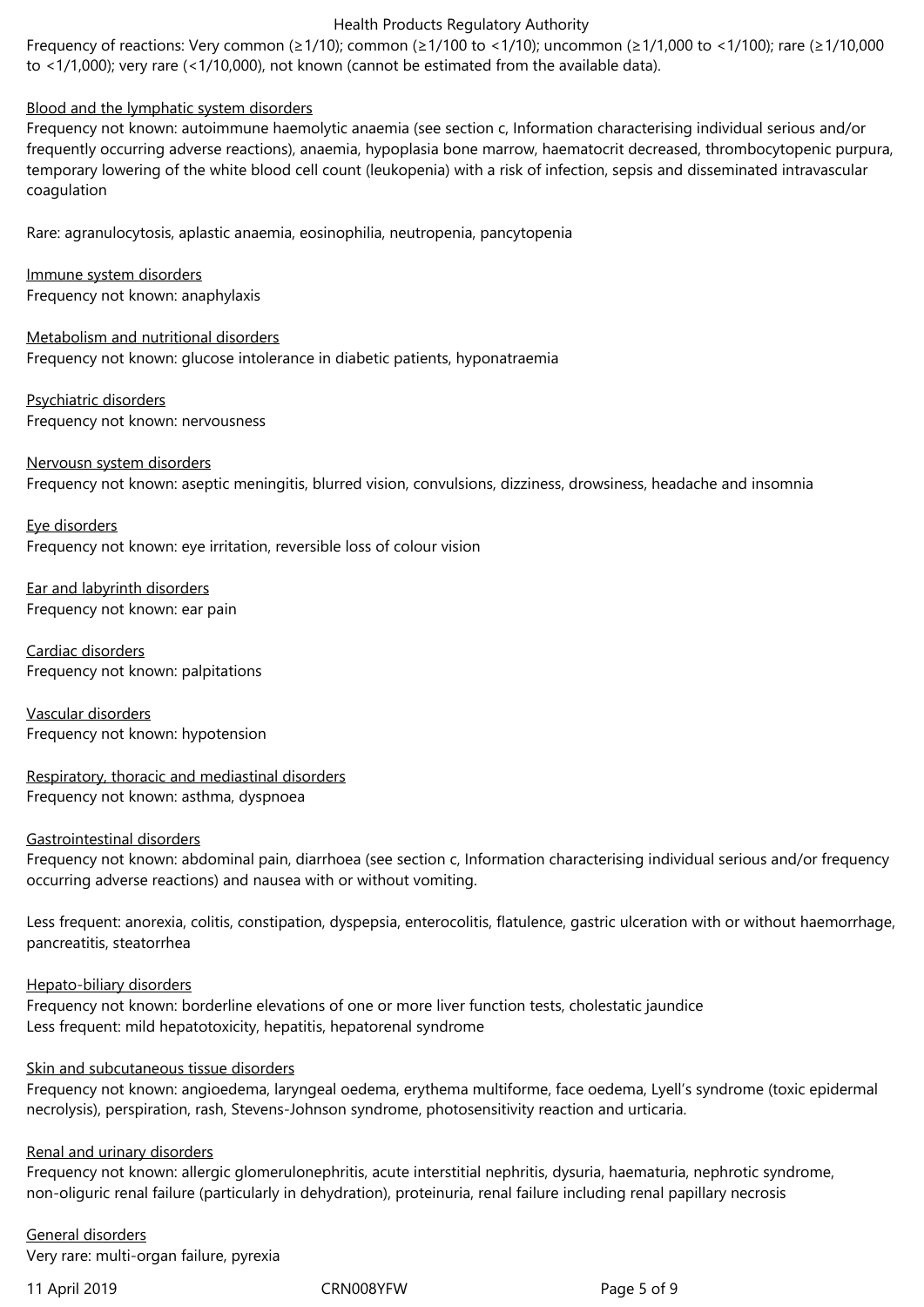Frequency of reactions: Very common (≥1/10); common (≥1/100 to <1/10); uncommon (≥1/1,000 to <1/100); rare (≥1/10,000 to <1/1,000); very rare (<1/10,000), not known (cannot be estimated from the available data).

Blood and the lymphatic system disorders
Frequency not known: autoimmune haemolytic anaemia (see section c, Information characterising individual serious and/or frequently occurring adverse reactions), anaemia, hypoplasia bone marrow, haematocrit decreased, thrombocytopenic purpura, temporary lowering of the white blood cell count (leukopenia) with a risk of infection, sepsis and disseminated intravascular coagulation

Rare: agranulocytosis, aplastic anaemia, eosinophilia, neutropenia, pancytopenia

Immune system disorders
Frequency not known: anaphylaxis

Metabolism and nutritional disorders
Frequency not known: glucose intolerance in diabetic patients, hyponatraemia

Psychiatric disorders
Frequency not known: nervousness

Nervousn system disorders
Frequency not known: aseptic meningitis, blurred vision, convulsions, dizziness, drowsiness, headache and insomnia

Eye disorders
Frequency not known: eye irritation, reversible loss of colour vision

Ear and labyrinth disorders
Frequency not known: ear pain

Cardiac disorders
Frequency not known: palpitations

Vascular disorders
Frequency not known: hypotension

Respiratory, thoracic and mediastinal disorders
Frequency not known: asthma, dyspnoea

Gastrointestinal disorders
Frequency not known: abdominal pain, diarrhoea (see section c, Information characterising individual serious and/or frequency occurring adverse reactions) and nausea with or without vomiting.

Less frequent: anorexia, colitis, constipation, dyspepsia, enterocolitis, flatulence, gastric ulceration with or without haemorrhage, pancreatitis, steatorrhea

Hepato-biliary disorders
Frequency not known: borderline elevations of one or more liver function tests, cholestatic jaundice
Less frequent: mild hepatotoxicity, hepatitis, hepatorenal syndrome

Skin and subcutaneous tissue disorders
Frequency not known: angioedema, laryngeal oedema, erythema multiforme, face oedema, Lyell's syndrome (toxic epidermal necrolysis), perspiration, rash, Stevens-Johnson syndrome, photosensitivity reaction and urticaria.

Renal and urinary disorders
Frequency not known: allergic glomerulonephritis, acute interstitial nephritis, dysuria, haematuria, nephrotic syndrome, non-oliguric renal failure (particularly in dehydration), proteinuria, renal failure including renal papillary necrosis

General disorders
Very rare: multi-organ failure, pyrexia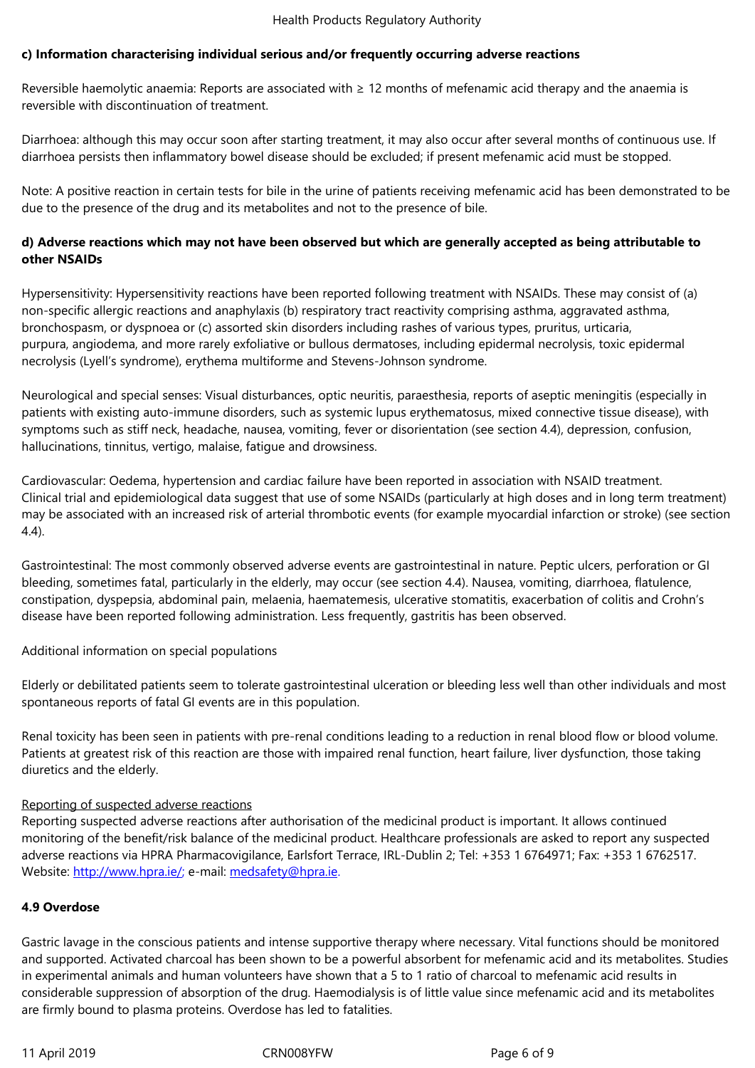**c) Information characterising individual serious and/or frequently occurring adverse reactions**

Reversible haemolytic anaemia: Reports are associated with ≥ 12 months of mefenamic acid therapy and the anaemia is reversible with discontinuation of treatment.

Diarrhoea: although this may occur soon after starting treatment, it may also occur after several months of continuous use. If diarrhoea persists then inflammatory bowel disease should be excluded; if present mefenamic acid must be stopped.

Note: A positive reaction in certain tests for bile in the urine of patients receiving mefenamic acid has been demonstrated to be due to the presence of the drug and its metabolites and not to the presence of bile.

**d) Adverse reactions which may not have been observed but which are generally accepted as being attributable to other NSAIDs**

Hypersensitivity: Hypersensitivity reactions have been reported following treatment with NSAIDs. These may consist of (a) non-specific allergic reactions and anaphylaxis (b) respiratory tract reactivity comprising asthma, aggravated asthma, bronchospasm, or dyspnoea or (c) assorted skin disorders including rashes of various types, pruritus, urticaria, purpura, angiodema, and more rarely exfoliative or bullous dermatoses, including epidermal necrolysis, toxic epidermal necrolysis (Lyell's syndrome), erythema multiforme and Stevens-Johnson syndrome.

Neurological and special senses: Visual disturbances, optic neuritis, paraesthesia, reports of aseptic meningitis (especially in patients with existing auto-immune disorders, such as systemic lupus erythematosus, mixed connective tissue disease), with symptoms such as stiff neck, headache, nausea, vomiting, fever or disorientation (see section 4.4), depression, confusion, hallucinations, tinnitus, vertigo, malaise, fatigue and drowsiness.

Cardiovascular: Oedema, hypertension and cardiac failure have been reported in association with NSAID treatment. Clinical trial and epidemiological data suggest that use of some NSAIDs (particularly at high doses and in long term treatment) may be associated with an increased risk of arterial thrombotic events (for example myocardial infarction or stroke) (see section 4.4).

Gastrointestinal: The most commonly observed adverse events are gastrointestinal in nature. Peptic ulcers, perforation or GI bleeding, sometimes fatal, particularly in the elderly, may occur (see section 4.4). Nausea, vomiting, diarrhoea, flatulence, constipation, dyspepsia, abdominal pain, melaenia, haematemesis, ulcerative stomatitis, exacerbation of colitis and Crohn's disease have been reported following administration. Less frequently, gastritis has been observed.

Additional information on special populations

Elderly or debilitated patients seem to tolerate gastrointestinal ulceration or bleeding less well than other individuals and most spontaneous reports of fatal GI events are in this population.

Renal toxicity has been seen in patients with pre-renal conditions leading to a reduction in renal blood flow or blood volume. Patients at greatest risk of this reaction are those with impaired renal function, heart failure, liver dysfunction, those taking diuretics and the elderly.

<u>Reporting of suspected adverse reactions</u>
Reporting suspected adverse reactions after authorisation of the medicinal product is important. It allows continued monitoring of the benefit/risk balance of the medicinal product. Healthcare professionals are asked to report any suspected adverse reactions via HPRA Pharmacovigilance, Earlsfort Terrace, IRL-Dublin 2; Tel: +353 1 6764971; Fax: +353 1 6762517. Website: http://www.hpra.ie/; e-mail: medsafety@hpra.ie.

**4.9 Overdose**

Gastric lavage in the conscious patients and intense supportive therapy where necessary. Vital functions should be monitored and supported. Activated charcoal has been shown to be a powerful absorbent for mefenamic acid and its metabolites. Studies in experimental animals and human volunteers have shown that a 5 to 1 ratio of charcoal to mefenamic acid results in considerable suppression of absorption of the drug. Haemodialysis is of little value since mefenamic acid and its metabolites are firmly bound to plasma proteins. Overdose has led to fatalities.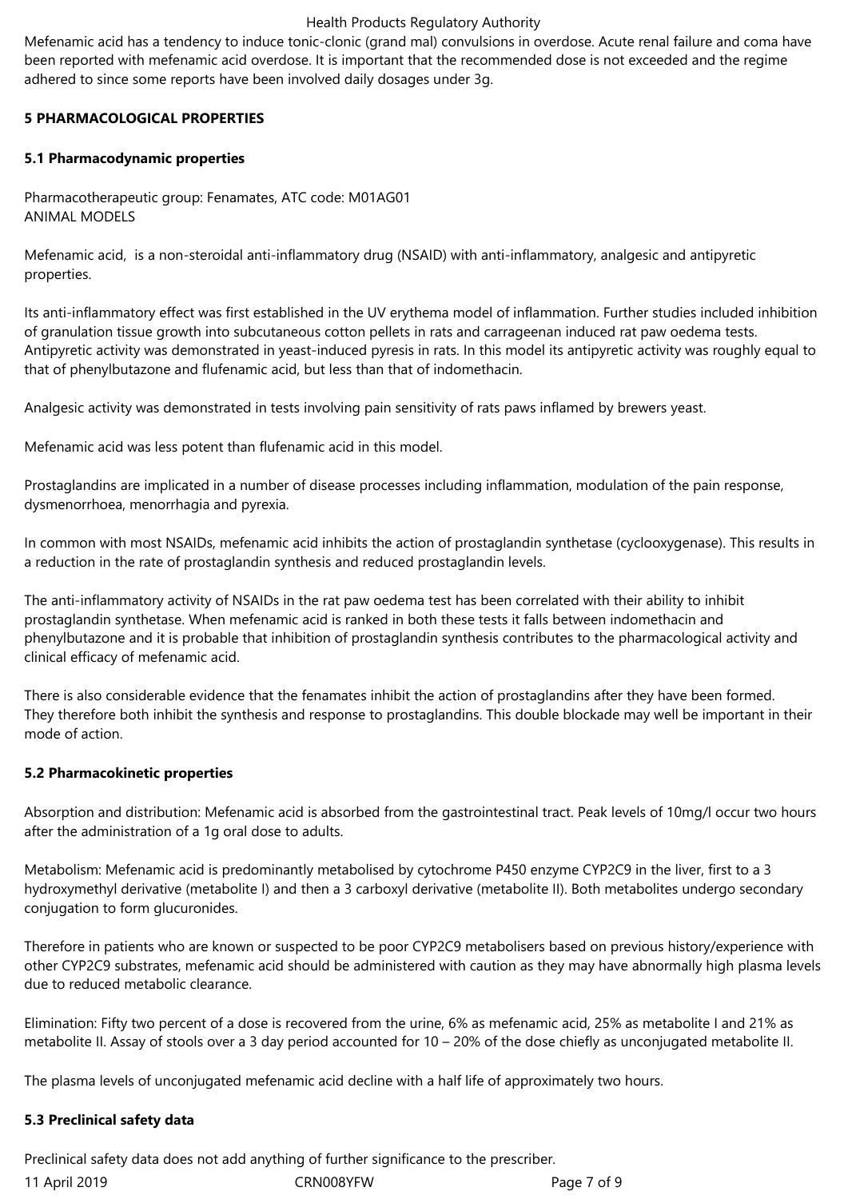Mefenamic acid has a tendency to induce tonic-clonic (grand mal) convulsions in overdose. Acute renal failure and coma have been reported with mefenamic acid overdose. It is important that the recommended dose is not exceeded and the regime adhered to since some reports have been involved daily dosages under 3g.

## 5 PHARMACOLOGICAL PROPERTIES

### 5.1 Pharmacodynamic properties

Pharmacotherapeutic group: Fenamates, ATC code: M01AG01
ANIMAL MODELS

Mefenamic acid, is a non-steroidal anti-inflammatory drug (NSAID) with anti-inflammatory, analgesic and antipyretic properties.

Its anti-inflammatory effect was first established in the UV erythema model of inflammation. Further studies included inhibition of granulation tissue growth into subcutaneous cotton pellets in rats and carrageenan induced rat paw oedema tests. Antipyretic activity was demonstrated in yeast-induced pyresis in rats. In this model its antipyretic activity was roughly equal to that of phenylbutazone and flufenamic acid, but less than that of indomethacin.

Analgesic activity was demonstrated in tests involving pain sensitivity of rats paws inflamed by brewers yeast.

Mefenamic acid was less potent than flufenamic acid in this model.

Prostaglandins are implicated in a number of disease processes including inflammation, modulation of the pain response, dysmenorrhoea, menorrhagia and pyrexia.

In common with most NSAIDs, mefenamic acid inhibits the action of prostaglandin synthetase (cyclooxygenase). This results in a reduction in the rate of prostaglandin synthesis and reduced prostaglandin levels.

The anti-inflammatory activity of NSAIDs in the rat paw oedema test has been correlated with their ability to inhibit prostaglandin synthetase. When mefenamic acid is ranked in both these tests it falls between indomethacin and phenylbutazone and it is probable that inhibition of prostaglandin synthesis contributes to the pharmacological activity and clinical efficacy of mefenamic acid.

There is also considerable evidence that the fenamates inhibit the action of prostaglandins after they have been formed. They therefore both inhibit the synthesis and response to prostaglandins. This double blockade may well be important in their mode of action.

### 5.2 Pharmacokinetic properties

Absorption and distribution: Mefenamic acid is absorbed from the gastrointestinal tract. Peak levels of 10mg/l occur two hours after the administration of a 1g oral dose to adults.

Metabolism: Mefenamic acid is predominantly metabolised by cytochrome P450 enzyme CYP2C9 in the liver, first to a 3 hydroxymethyl derivative (metabolite I) and then a 3 carboxyl derivative (metabolite II). Both metabolites undergo secondary conjugation to form glucuronides.

Therefore in patients who are known or suspected to be poor CYP2C9 metabolisers based on previous history/experience with other CYP2C9 substrates, mefenamic acid should be administered with caution as they may have abnormally high plasma levels due to reduced metabolic clearance.

Elimination: Fifty two percent of a dose is recovered from the urine, 6% as mefenamic acid, 25% as metabolite I and 21% as metabolite II. Assay of stools over a 3 day period accounted for 10 – 20% of the dose chiefly as unconjugated metabolite II.

The plasma levels of unconjugated mefenamic acid decline with a half life of approximately two hours.

### 5.3 Preclinical safety data

Preclinical safety data does not add anything of further significance to the prescriber.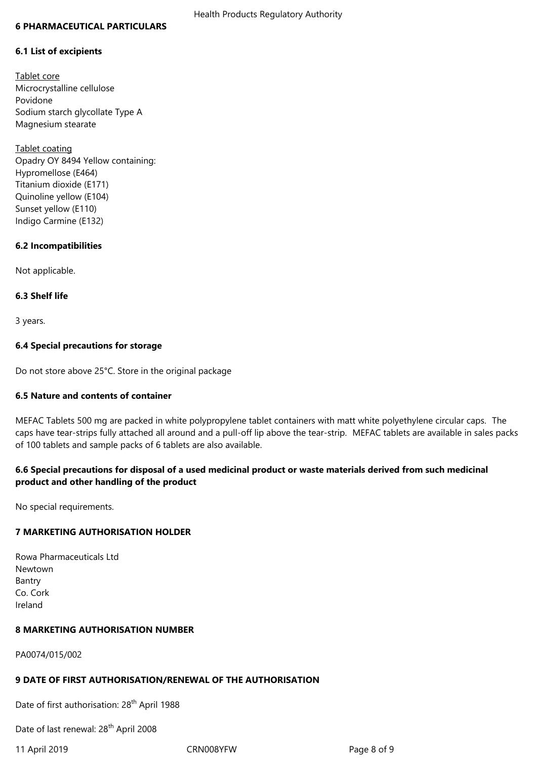## 6 PHARMACEUTICAL PARTICULARS

### 6.1 List of excipients

Tablet core
Microcrystalline cellulose
Povidone
Sodium starch glycollate Type A
Magnesium stearate

Tablet coating
Opadry OY 8494 Yellow containing:
Hypromellose (E464)
Titanium dioxide (E171)
Quinoline yellow (E104)
Sunset yellow (E110)
Indigo Carmine (E132)

### 6.2 Incompatibilities

Not applicable.

### 6.3 Shelf life

3 years.

### 6.4 Special precautions for storage

Do not store above 25°C. Store in the original package

### 6.5 Nature and contents of container

MEFAC Tablets 500 mg are packed in white polypropylene tablet containers with matt white polyethylene circular caps. The caps have tear-strips fully attached all around and a pull-off lip above the tear-strip. MEFAC tablets are available in sales packs of 100 tablets and sample packs of 6 tablets are also available.

### 6.6 Special precautions for disposal of a used medicinal product or waste materials derived from such medicinal product and other handling of the product

No special requirements.

## 7 MARKETING AUTHORISATION HOLDER

Rowa Pharmaceuticals Ltd
Newtown
Bantry
Co. Cork
Ireland

## 8 MARKETING AUTHORISATION NUMBER

PA0074/015/002

## 9 DATE OF FIRST AUTHORISATION/RENEWAL OF THE AUTHORISATION

Date of first authorisation: 28th April 1988

Date of last renewal: 28th April 2008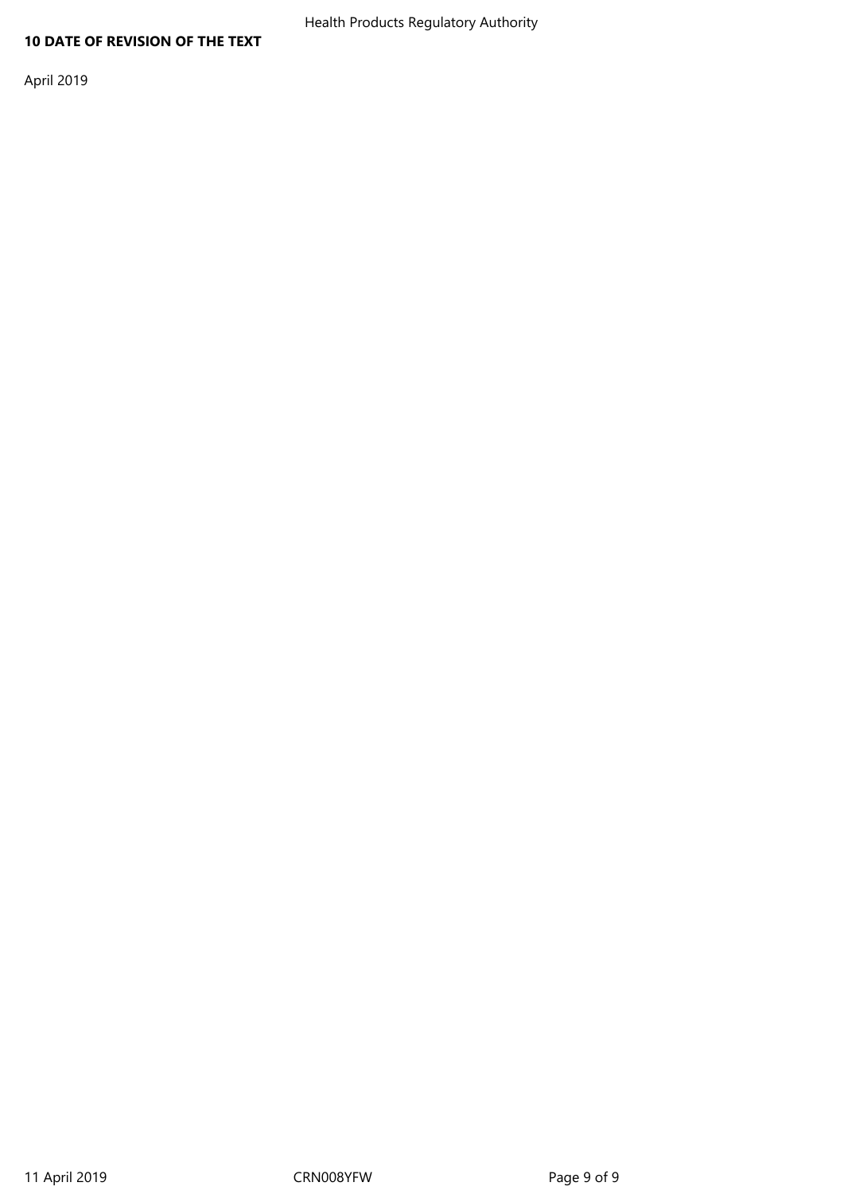**10 DATE OF REVISION OF THE TEXT**

April 2019